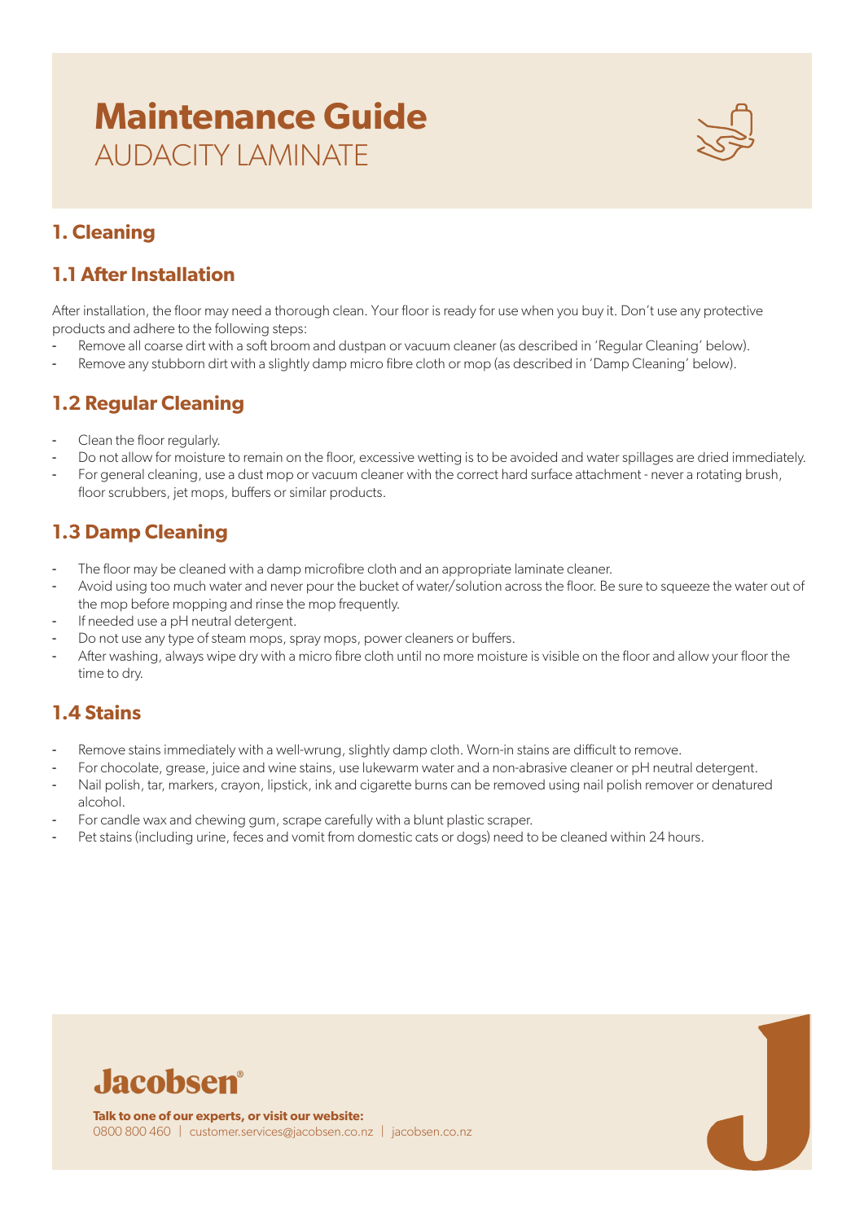# Maintenance Guide
AUDACITY LAMINATE

## 1. Cleaning

### 1.1 After Installation

After installation, the floor may need a thorough clean. Your floor is ready for use when you buy it. Don't use any protective products and adhere to the following steps:

- Remove all coarse dirt with a soft broom and dustpan or vacuum cleaner (as described in 'Regular Cleaning' below).
- Remove any stubborn dirt with a slightly damp micro fibre cloth or mop (as described in 'Damp Cleaning' below).

### 1.2 Regular Cleaning

- Clean the floor regularly.
- Do not allow for moisture to remain on the floor, excessive wetting is to be avoided and water spillages are dried immediately.
- For general cleaning, use a dust mop or vacuum cleaner with the correct hard surface attachment - never a rotating brush, floor scrubbers, jet mops, buffers or similar products.

### 1.3 Damp Cleaning

- The floor may be cleaned with a damp microfibre cloth and an appropriate laminate cleaner.
- Avoid using too much water and never pour the bucket of water/solution across the floor. Be sure to squeeze the water out of the mop before mopping and rinse the mop frequently.
- If needed use a pH neutral detergent.
- Do not use any type of steam mops, spray mops, power cleaners or buffers.
- After washing, always wipe dry with a micro fibre cloth until no more moisture is visible on the floor and allow your floor the time to dry.

### 1.4 Stains

- Remove stains immediately with a well-wrung, slightly damp cloth. Worn-in stains are difficult to remove.
- For chocolate, grease, juice and wine stains, use lukewarm water and a non-abrasive cleaner or pH neutral detergent.
- Nail polish, tar, markers, crayon, lipstick, ink and cigarette burns can be removed using nail polish remover or denatured alcohol.
- For candle wax and chewing gum, scrape carefully with a blunt plastic scraper.
- Pet stains (including urine, feces and vomit from domestic cats or dogs) need to be cleaned within 24 hours.

**Jacobsen®**

**Talk to one of our experts, or visit our website:**
0800 800 460 | customer.services@jacobsen.co.nz | jacobsen.co.nz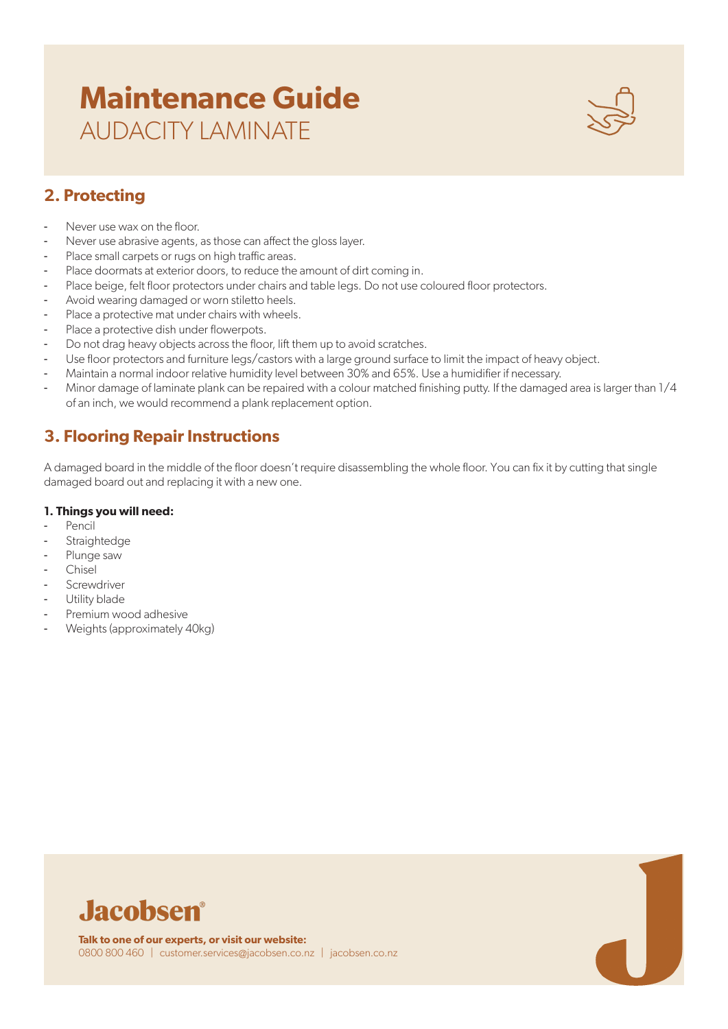## 2. Protecting

- Never use wax on the floor.
- Never use abrasive agents, as those can affect the gloss layer.
- Place small carpets or rugs on high traffic areas.
- Place doormats at exterior doors, to reduce the amount of dirt coming in.
- Place beige, felt floor protectors under chairs and table legs. Do not use coloured floor protectors.
- Avoid wearing damaged or worn stiletto heels.
- Place a protective mat under chairs with wheels.
- Place a protective dish under flowerpots.
- Do not drag heavy objects across the floor, lift them up to avoid scratches.
- Use floor protectors and furniture legs/castors with a large ground surface to limit the impact of heavy object.
- Maintain a normal indoor relative humidity level between 30% and 65%. Use a humidifier if necessary.
- Minor damage of laminate plank can be repaired with a colour matched finishing putty. If the damaged area is larger than 1/4 of an inch, we would recommend a plank replacement option.

## 3. Flooring Repair Instructions

A damaged board in the middle of the floor doesn't require disassembling the whole floor. You can fix it by cutting that single damaged board out and replacing it with a new one.

**1. Things you will need:**

- Pencil
- Straightedge
- Plunge saw
- Chisel
- Screwdriver
- Utility blade
- Premium wood adhesive
- Weights (approximately 40kg)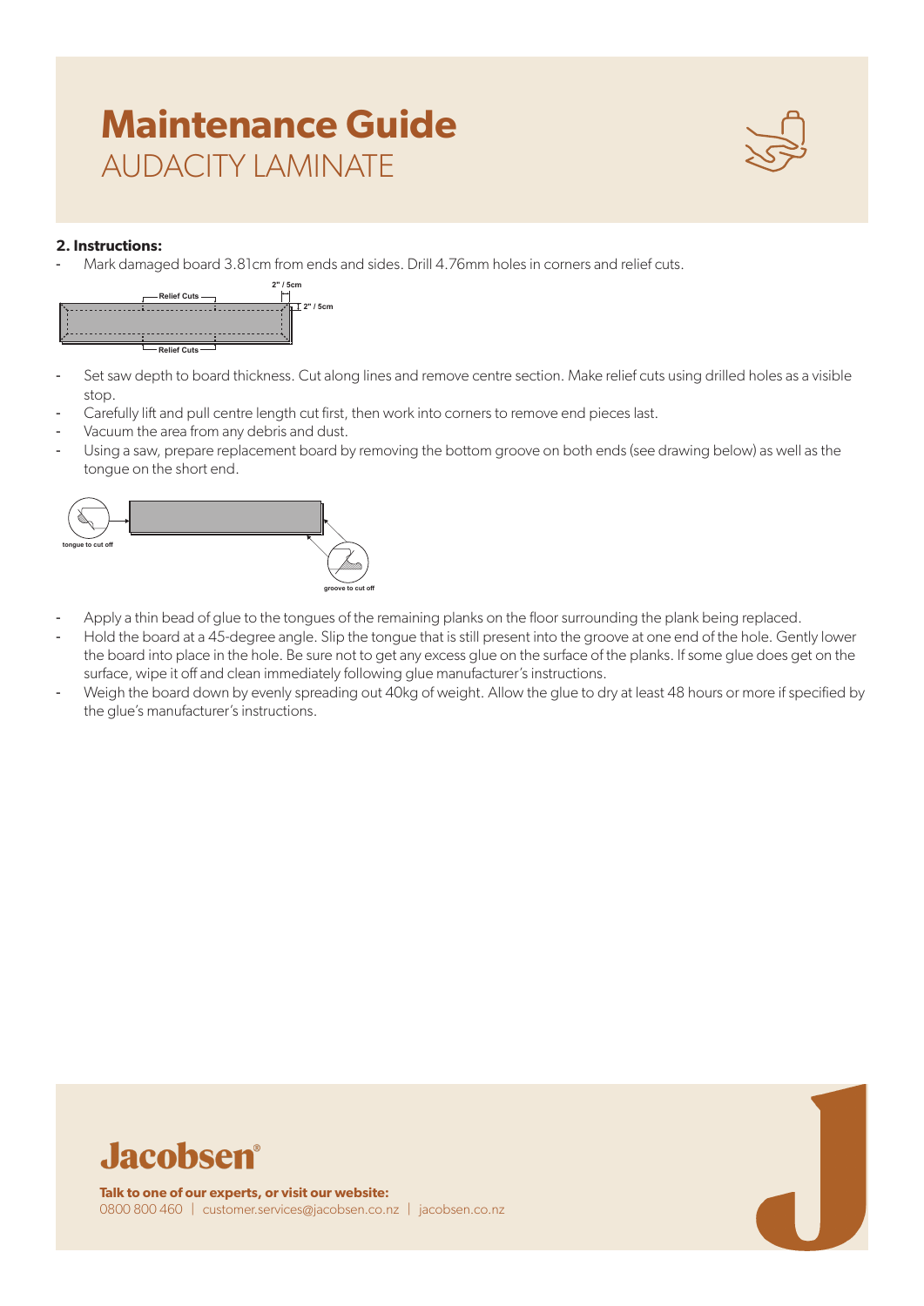# Maintenance Guide

AUDACITY LAMINATE

**2. Instructions:**

- Mark damaged board 3.81cm from ends and sides. Drill 4.76mm holes in corners and relief cuts.

Relief Cuts

2" / 5cm

2" / 5cm

Relief Cuts

- Set saw depth to board thickness. Cut along lines and remove centre section. Make relief cuts using drilled holes as a visible stop.
- Carefully lift and pull centre length cut first, then work into corners to remove end pieces last.
- Vacuum the area from any debris and dust.
- Using a saw, prepare replacement board by removing the bottom groove on both ends (see drawing below) as well as the tongue on the short end.

tongue to cut off

groove to cut off

- Apply a thin bead of glue to the tongues of the remaining planks on the floor surrounding the plank being replaced.
- Hold the board at a 45-degree angle. Slip the tongue that is still present into the groove at one end of the hole. Gently lower the board into place in the hole. Be sure not to get any excess glue on the surface of the planks. If some glue does get on the surface, wipe it off and clean immediately following glue manufacturer's instructions.
- Weigh the board down by evenly spreading out 40kg of weight. Allow the glue to dry at least 48 hours or more if specified by the glue's manufacturer's instructions.

**Jacobsen®**

**Talk to one of our experts, or visit our website:**
0800 800 460 | customer.services@jacobsen.co.nz | jacobsen.co.nz